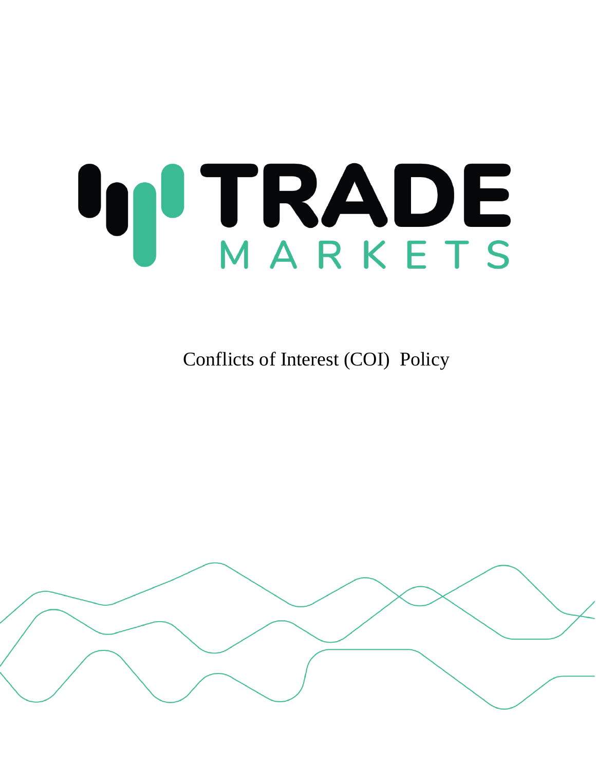# TRADE MARKETS

Conflicts of Interest (COI) Policy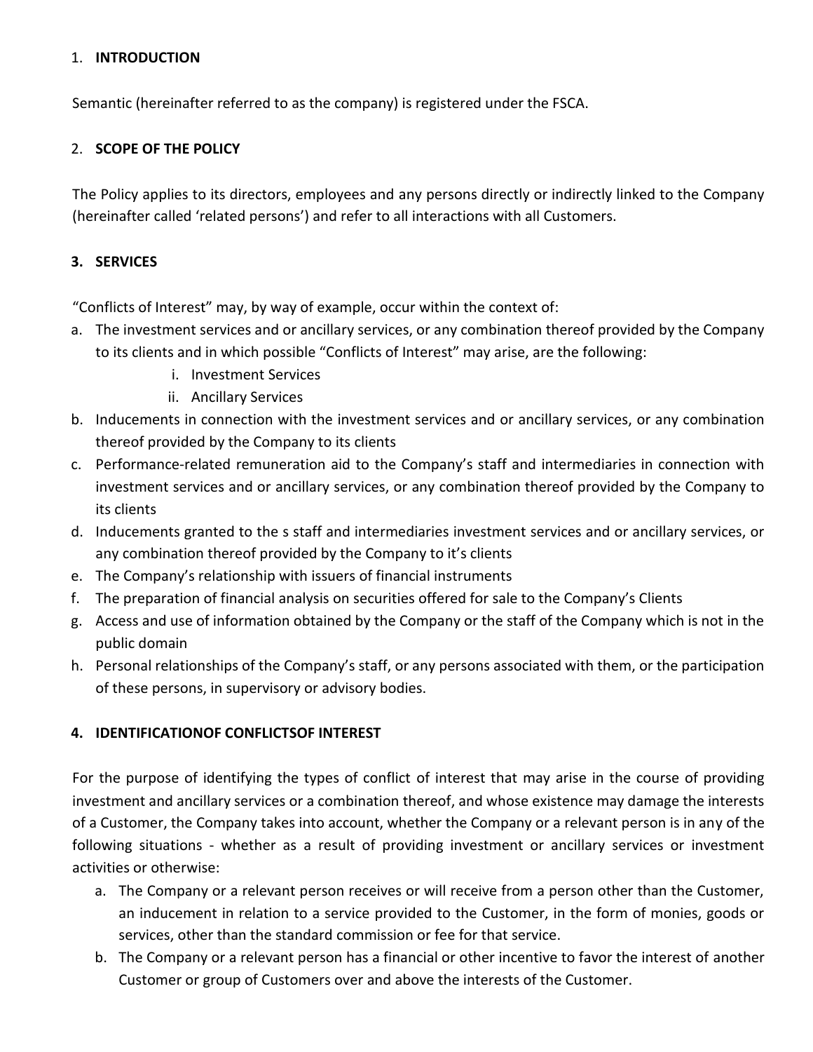## 1. **INTRODUCTION**

Semantic (hereinafter referred to as the company) is registered under the FSCA.

## 2. **SCOPE OF THE POLICY**

The Policy applies to its directors, employees and any persons directly or indirectly linked to the Company (hereinafter called 'related persons') and refer to all interactions with all Customers.

## 3. **SERVICES**

"Conflicts of Interest" may, by way of example, occur within the context of:

a. The investment services and or ancillary services, or any combination thereof provided by the Company to its clients and in which possible "Conflicts of Interest" may arise, are the following:
   i. Investment Services
   ii. Ancillary Services
b. Inducements in connection with the investment services and or ancillary services, or any combination thereof provided by the Company to its clients
c. Performance-related remuneration aid to the Company's staff and intermediaries in connection with investment services and or ancillary services, or any combination thereof provided by the Company to its clients
d. Inducements granted to the s staff and intermediaries investment services and or ancillary services, or any combination thereof provided by the Company to it's clients
e. The Company's relationship with issuers of financial instruments
f. The preparation of financial analysis on securities offered for sale to the Company's Clients
g. Access and use of information obtained by the Company or the staff of the Company which is not in the public domain
h. Personal relationships of the Company's staff, or any persons associated with them, or the participation of these persons, in supervisory or advisory bodies.

## 4. **IDENTIFICATIONOF CONFLICTSOF INTEREST**

For the purpose of identifying the types of conflict of interest that may arise in the course of providing investment and ancillary services or a combination thereof, and whose existence may damage the interests of a Customer, the Company takes into account, whether the Company or a relevant person is in any of the following situations - whether as a result of providing investment or ancillary services or investment activities or otherwise:

a. The Company or a relevant person receives or will receive from a person other than the Customer, an inducement in relation to a service provided to the Customer, in the form of monies, goods or services, other than the standard commission or fee for that service.
b. The Company or a relevant person has a financial or other incentive to favor the interest of another Customer or group of Customers over and above the interests of the Customer.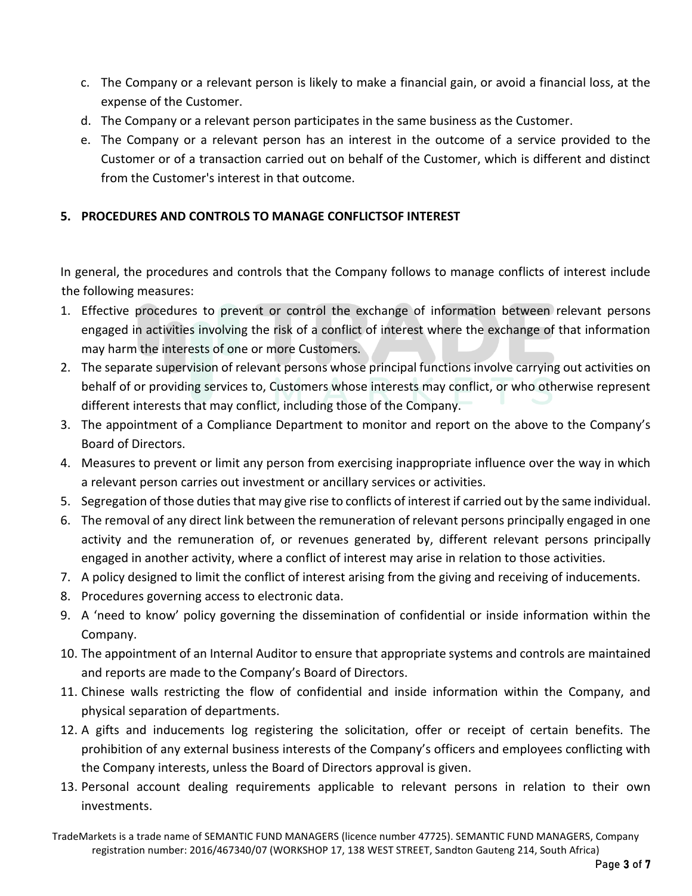c. The Company or a relevant person is likely to make a financial gain, or avoid a financial loss, at the expense of the Customer.
d. The Company or a relevant person participates in the same business as the Customer.
e. The Company or a relevant person has an interest in the outcome of a service provided to the Customer or of a transaction carried out on behalf of the Customer, which is different and distinct from the Customer's interest in that outcome.

## 5. PROCEDURES AND CONTROLS TO MANAGE CONFLICTSOF INTEREST

In general, the procedures and controls that the Company follows to manage conflicts of interest include the following measures:

1. Effective procedures to prevent or control the exchange of information between relevant persons engaged in activities involving the risk of a conflict of interest where the exchange of that information may harm the interests of one or more Customers.
2. The separate supervision of relevant persons whose principal functions involve carrying out activities on behalf of or providing services to, Customers whose interests may conflict, or who otherwise represent different interests that may conflict, including those of the Company.
3. The appointment of a Compliance Department to monitor and report on the above to the Company's Board of Directors.
4. Measures to prevent or limit any person from exercising inappropriate influence over the way in which a relevant person carries out investment or ancillary services or activities.
5. Segregation of those duties that may give rise to conflicts of interest if carried out by the same individual.
6. The removal of any direct link between the remuneration of relevant persons principally engaged in one activity and the remuneration of, or revenues generated by, different relevant persons principally engaged in another activity, where a conflict of interest may arise in relation to those activities.
7. A policy designed to limit the conflict of interest arising from the giving and receiving of inducements.
8. Procedures governing access to electronic data.
9. A 'need to know' policy governing the dissemination of confidential or inside information within the Company.
10. The appointment of an Internal Auditor to ensure that appropriate systems and controls are maintained and reports are made to the Company's Board of Directors.
11. Chinese walls restricting the flow of confidential and inside information within the Company, and physical separation of departments.
12. A gifts and inducements log registering the solicitation, offer or receipt of certain benefits. The prohibition of any external business interests of the Company's officers and employees conflicting with the Company interests, unless the Board of Directors approval is given.
13. Personal account dealing requirements applicable to relevant persons in relation to their own investments.

TradeMarkets is a trade name of SEMANTIC FUND MANAGERS (licence number 47725). SEMANTIC FUND MANAGERS, Company registration number: 2016/467340/07 (WORKSHOP 17, 138 WEST STREET, Sandton Gauteng 214, South Africa)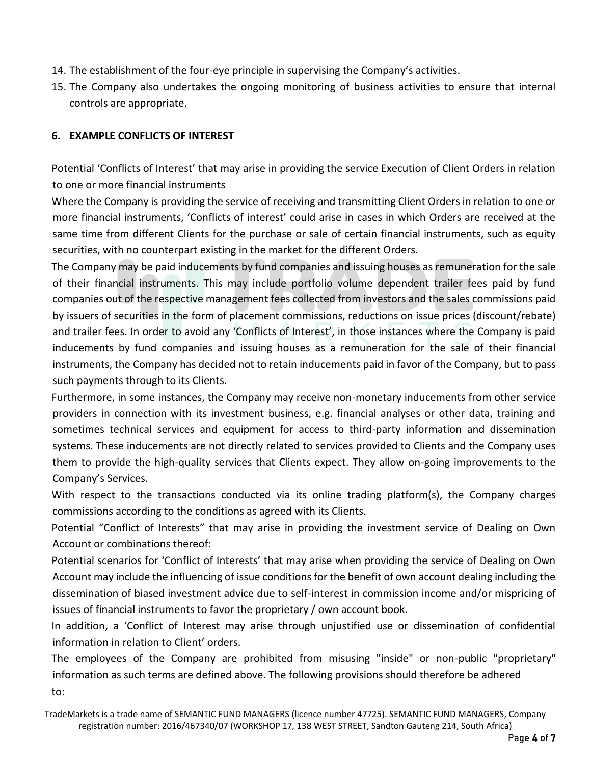14. The establishment of the four-eye principle in supervising the Company's activities.
15. The Company also undertakes the ongoing monitoring of business activities to ensure that internal controls are appropriate.

## 6. EXAMPLE CONFLICTS OF INTEREST

Potential 'Conflicts of Interest' that may arise in providing the service Execution of Client Orders in relation to one or more financial instruments

Where the Company is providing the service of receiving and transmitting Client Orders in relation to one or more financial instruments, 'Conflicts of interest' could arise in cases in which Orders are received at the same time from different Clients for the purchase or sale of certain financial instruments, such as equity securities, with no counterpart existing in the market for the different Orders.

The Company may be paid inducements by fund companies and issuing houses as remuneration for the sale of their financial instruments. This may include portfolio volume dependent trailer fees paid by fund companies out of the respective management fees collected from investors and the sales commissions paid by issuers of securities in the form of placement commissions, reductions on issue prices (discount/rebate) and trailer fees. In order to avoid any 'Conflicts of Interest', in those instances where the Company is paid inducements by fund companies and issuing houses as a remuneration for the sale of their financial instruments, the Company has decided not to retain inducements paid in favor of the Company, but to pass such payments through to its Clients.

Furthermore, in some instances, the Company may receive non-monetary inducements from other service providers in connection with its investment business, e.g. financial analyses or other data, training and sometimes technical services and equipment for access to third-party information and dissemination systems. These inducements are not directly related to services provided to Clients and the Company uses them to provide the high-quality services that Clients expect. They allow on-going improvements to the Company's Services.

With respect to the transactions conducted via its online trading platform(s), the Company charges commissions according to the conditions as agreed with its Clients.

Potential "Conflict of Interests" that may arise in providing the investment service of Dealing on Own Account or combinations thereof:

Potential scenarios for 'Conflict of Interests' that may arise when providing the service of Dealing on Own Account may include the influencing of issue conditions for the benefit of own account dealing including the dissemination of biased investment advice due to self-interest in commission income and/or mispricing of issues of financial instruments to favor the proprietary / own account book.

In addition, a 'Conflict of Interest may arise through unjustified use or dissemination of confidential information in relation to Client' orders.

The employees of the Company are prohibited from misusing "inside" or non-public "proprietary" information as such terms are defined above. The following provisions should therefore be adhered to:

TradeMarkets is a trade name of SEMANTIC FUND MANAGERS (licence number 47725). SEMANTIC FUND MANAGERS, Company registration number: 2016/467340/07 (WORKSHOP 17, 138 WEST STREET, Sandton Gauteng 214, South Africa)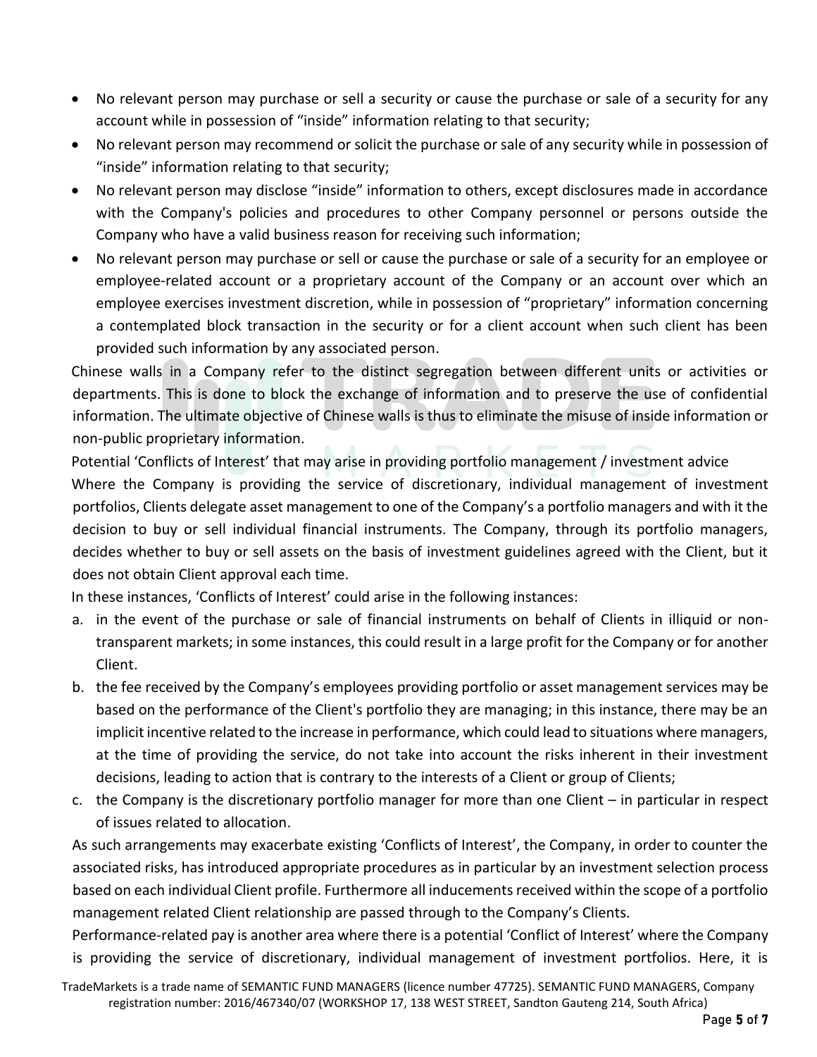- No relevant person may purchase or sell a security or cause the purchase or sale of a security for any account while in possession of "inside" information relating to that security;
- No relevant person may recommend or solicit the purchase or sale of any security while in possession of "inside" information relating to that security;
- No relevant person may disclose "inside" information to others, except disclosures made in accordance with the Company's policies and procedures to other Company personnel or persons outside the Company who have a valid business reason for receiving such information;
- No relevant person may purchase or sell or cause the purchase or sale of a security for an employee or employee-related account or a proprietary account of the Company or an account over which an employee exercises investment discretion, while in possession of "proprietary" information concerning a contemplated block transaction in the security or for a client account when such client has been provided such information by any associated person.

Chinese walls in a Company refer to the distinct segregation between different units or activities or departments. This is done to block the exchange of information and to preserve the use of confidential information. The ultimate objective of Chinese walls is thus to eliminate the misuse of inside information or non-public proprietary information.

Potential 'Conflicts of Interest' that may arise in providing portfolio management / investment advice

Where the Company is providing the service of discretionary, individual management of investment portfolios, Clients delegate asset management to one of the Company's a portfolio managers and with it the decision to buy or sell individual financial instruments. The Company, through its portfolio managers, decides whether to buy or sell assets on the basis of investment guidelines agreed with the Client, but it does not obtain Client approval each time.

In these instances, 'Conflicts of Interest' could arise in the following instances:

a. in the event of the purchase or sale of financial instruments on behalf of Clients in illiquid or non-transparent markets; in some instances, this could result in a large profit for the Company or for another Client.
b. the fee received by the Company's employees providing portfolio or asset management services may be based on the performance of the Client's portfolio they are managing; in this instance, there may be an implicit incentive related to the increase in performance, which could lead to situations where managers, at the time of providing the service, do not take into account the risks inherent in their investment decisions, leading to action that is contrary to the interests of a Client or group of Clients;
c. the Company is the discretionary portfolio manager for more than one Client – in particular in respect of issues related to allocation.

As such arrangements may exacerbate existing 'Conflicts of Interest', the Company, in order to counter the associated risks, has introduced appropriate procedures as in particular by an investment selection process based on each individual Client profile. Furthermore all inducements received within the scope of a portfolio management related Client relationship are passed through to the Company's Clients.

Performance-related pay is another area where there is a potential 'Conflict of Interest' where the Company is providing the service of discretionary, individual management of investment portfolios. Here, it is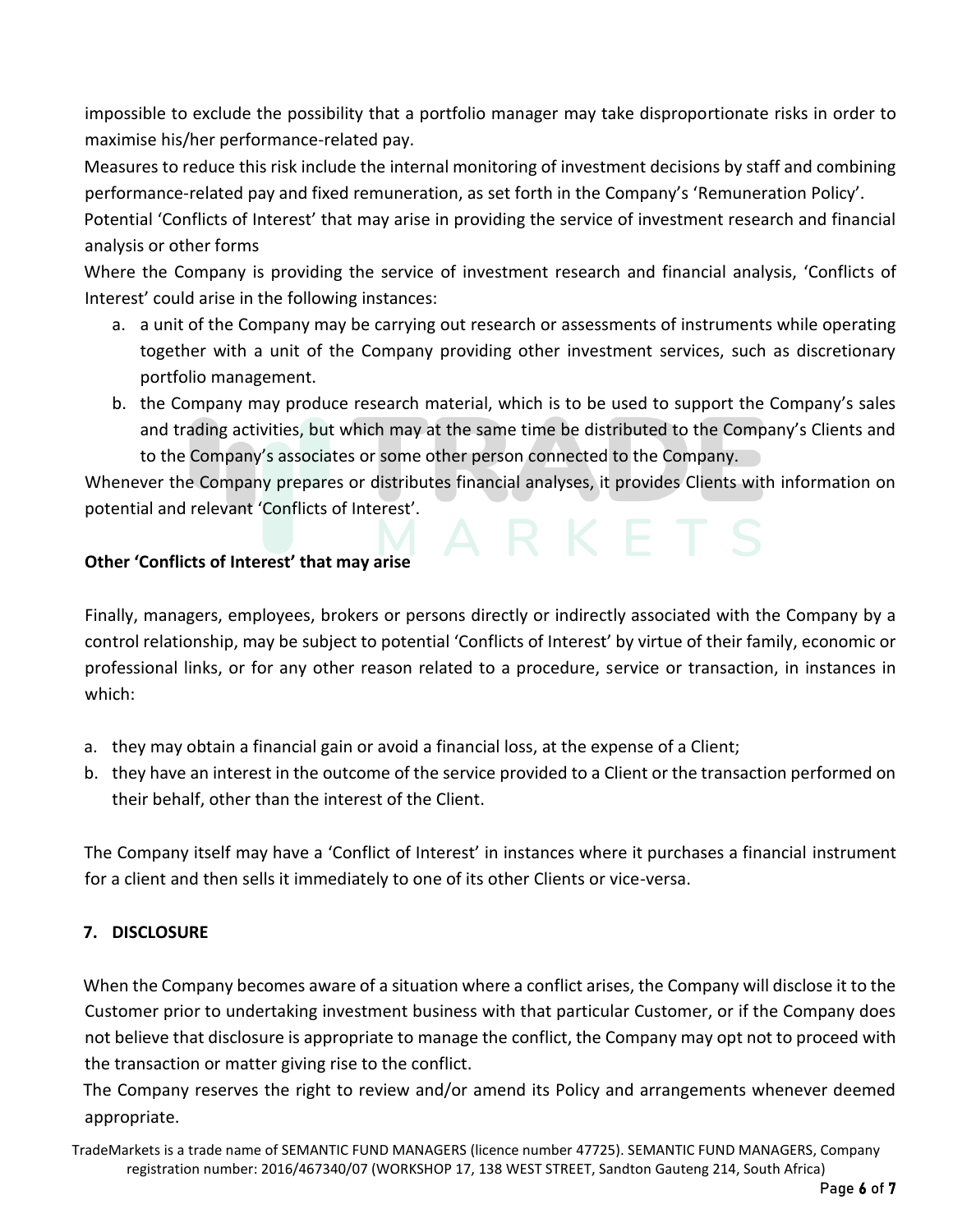impossible to exclude the possibility that a portfolio manager may take disproportionate risks in order to maximise his/her performance-related pay.

Measures to reduce this risk include the internal monitoring of investment decisions by staff and combining performance-related pay and fixed remuneration, as set forth in the Company's 'Remuneration Policy'.

Potential 'Conflicts of Interest' that may arise in providing the service of investment research and financial analysis or other forms

Where the Company is providing the service of investment research and financial analysis, 'Conflicts of Interest' could arise in the following instances:

a. a unit of the Company may be carrying out research or assessments of instruments while operating together with a unit of the Company providing other investment services, such as discretionary portfolio management.
b. the Company may produce research material, which is to be used to support the Company's sales and trading activities, but which may at the same time be distributed to the Company's Clients and to the Company's associates or some other person connected to the Company.

Whenever the Company prepares or distributes financial analyses, it provides Clients with information on potential and relevant 'Conflicts of Interest'.

**Other 'Conflicts of Interest' that may arise**

Finally, managers, employees, brokers or persons directly or indirectly associated with the Company by a control relationship, may be subject to potential 'Conflicts of Interest' by virtue of their family, economic or professional links, or for any other reason related to a procedure, service or transaction, in instances in which:

a. they may obtain a financial gain or avoid a financial loss, at the expense of a Client;
b. they have an interest in the outcome of the service provided to a Client or the transaction performed on their behalf, other than the interest of the Client.

The Company itself may have a 'Conflict of Interest' in instances where it purchases a financial instrument for a client and then sells it immediately to one of its other Clients or vice-versa.

## 7. DISCLOSURE

When the Company becomes aware of a situation where a conflict arises, the Company will disclose it to the Customer prior to undertaking investment business with that particular Customer, or if the Company does not believe that disclosure is appropriate to manage the conflict, the Company may opt not to proceed with the transaction or matter giving rise to the conflict.

The Company reserves the right to review and/or amend its Policy and arrangements whenever deemed appropriate.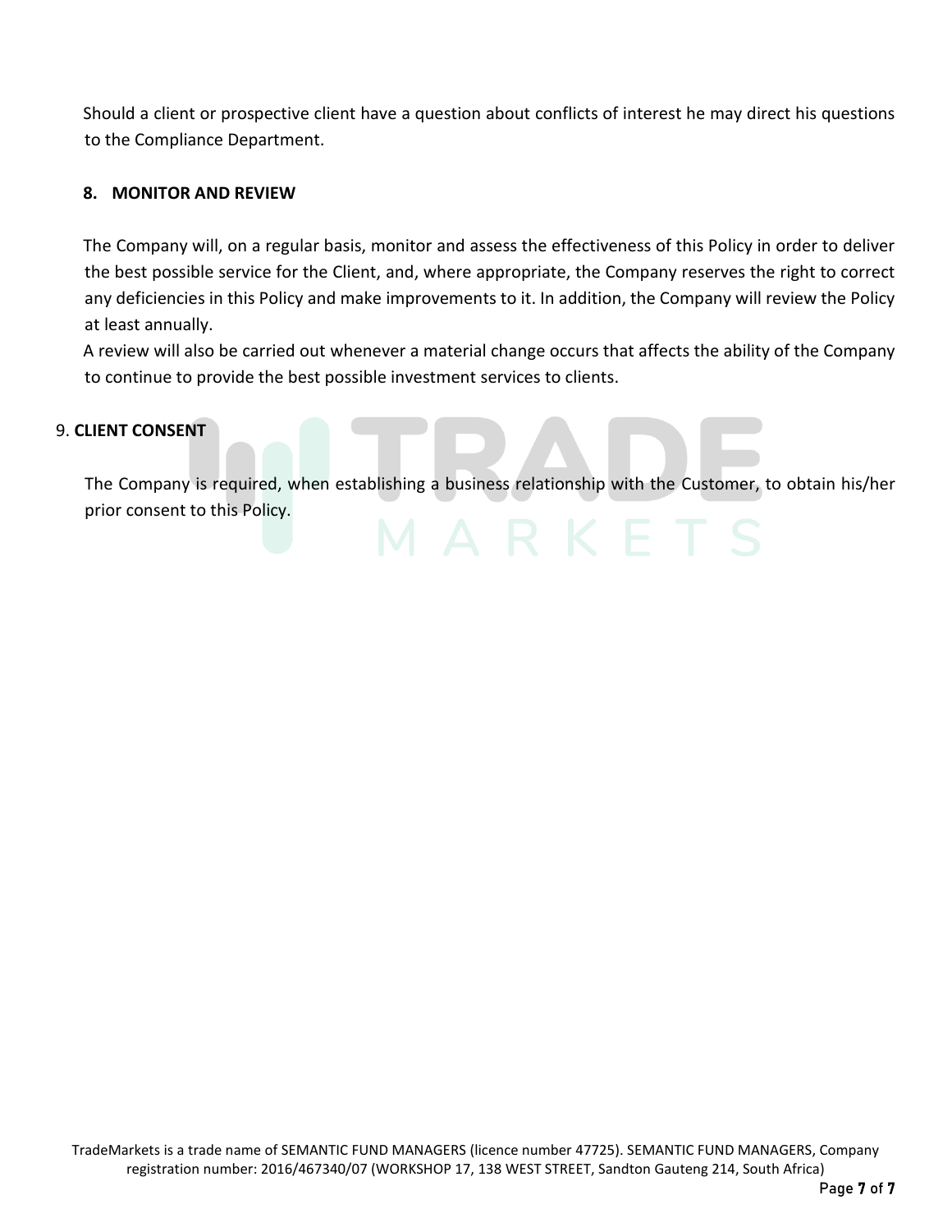Should a client or prospective client have a question about conflicts of interest he may direct his questions to the Compliance Department.

## 8. MONITOR AND REVIEW

The Company will, on a regular basis, monitor and assess the effectiveness of this Policy in order to deliver the best possible service for the Client, and, where appropriate, the Company reserves the right to correct any deficiencies in this Policy and make improvements to it. In addition, the Company will review the Policy at least annually.

A review will also be carried out whenever a material change occurs that affects the ability of the Company to continue to provide the best possible investment services to clients.

## 9. CLIENT CONSENT

The Company is required, when establishing a business relationship with the Customer, to obtain his/her prior consent to this Policy.

TradeMarkets is a trade name of SEMANTIC FUND MANAGERS (licence number 47725). SEMANTIC FUND MANAGERS, Company registration number: 2016/467340/07 (WORKSHOP 17, 138 WEST STREET, Sandton Gauteng 214, South Africa)